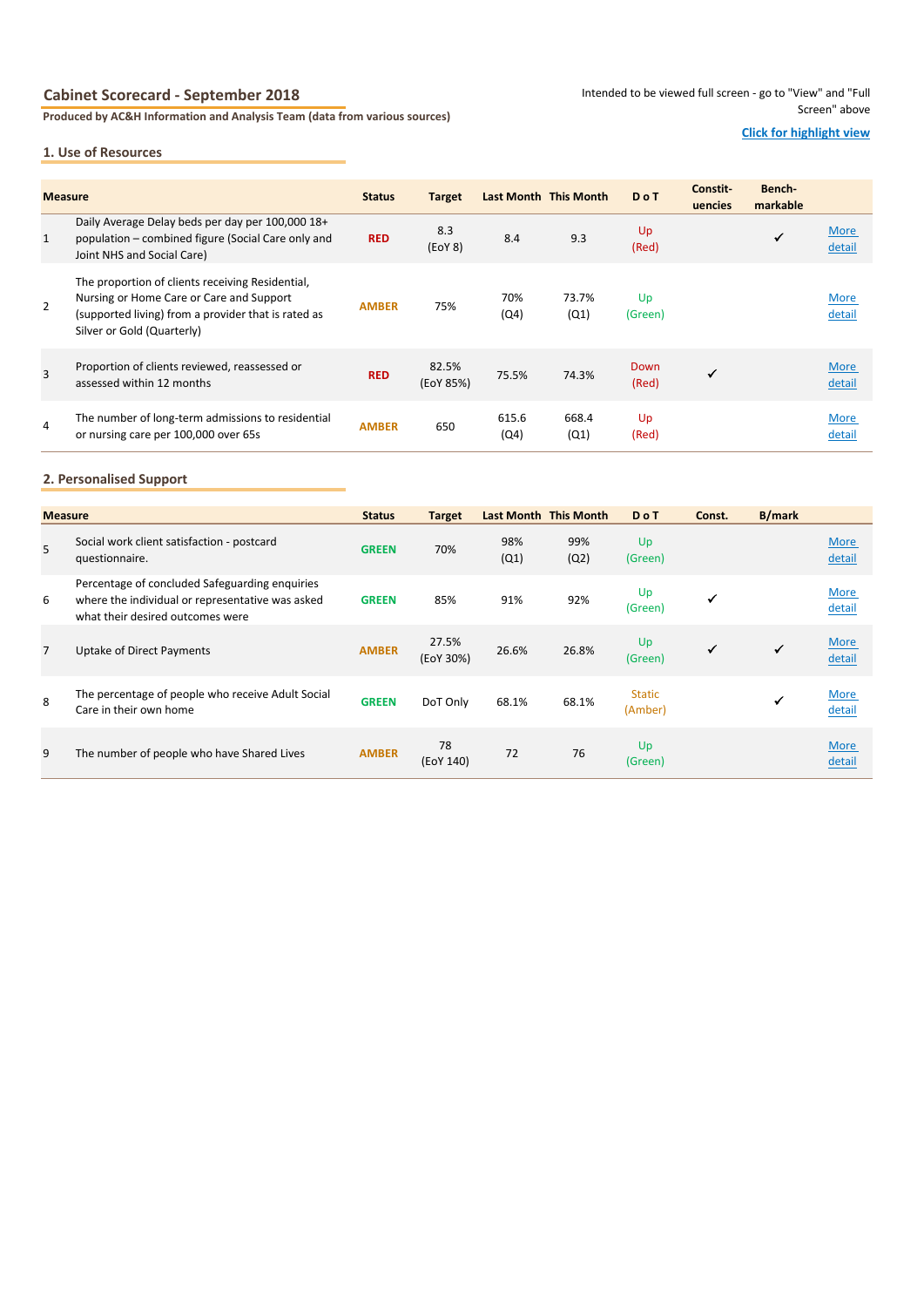## Cabinet Scorecard - September 2018

**Produced by AC&H Information and Analysis Team (data from various sources)**

Intended to be viewed full screen - go to "View" and "Full Screen" above

**Click for highlight view**

### 1. Use of Resources

| | Measure | Status | Target | Last Month | This Month | D o T | Constit-uencies | Bench-markable | |
|---|---|---|---|---|---|---|---|---|---|
| 1 | Daily Average Delay beds per day per 100,000 18+ population – combined figure (Social Care only and Joint NHS and Social Care) | RED | 8.3 (EoY 8) | 8.4 | 9.3 | Up (Red) | | ✓ | More detail |
| 2 | The proportion of clients receiving Residential, Nursing or Home Care or Care and Support (supported living) from a provider that is rated as Silver or Gold (Quarterly) | AMBER | 75% | 70% (Q4) | 73.7% (Q1) | Up (Green) | | | More detail |
| 3 | Proportion of clients reviewed, reassessed or assessed within 12 months | RED | 82.5% (EoY 85%) | 75.5% | 74.3% | Down (Red) | ✓ | | More detail |
| 4 | The number of long-term admissions to residential or nursing care per 100,000 over 65s | AMBER | 650 | 615.6 (Q4) | 668.4 (Q1) | Up (Red) | | | More detail |

### 2. Personalised Support

| | Measure | Status | Target | Last Month | This Month | D o T | Const. | B/mark | |
|---|---|---|---|---|---|---|---|---|---|
| 5 | Social work client satisfaction - postcard questionnaire. | GREEN | 70% | 98% (Q1) | 99% (Q2) | Up (Green) | | | More detail |
| 6 | Percentage of concluded Safeguarding enquiries where the individual or representative was asked what their desired outcomes were | GREEN | 85% | 91% | 92% | Up (Green) | ✓ | | More detail |
| 7 | Uptake of Direct Payments | AMBER | 27.5% (EoY 30%) | 26.6% | 26.8% | Up (Green) | ✓ | ✓ | More detail |
| 8 | The percentage of people who receive Adult Social Care in their own home | GREEN | DoT Only | 68.1% | 68.1% | Static (Amber) | | ✓ | More detail |
| 9 | The number of people who have Shared Lives | AMBER | 78 (EoY 140) | 72 | 76 | Up (Green) | | | More detail |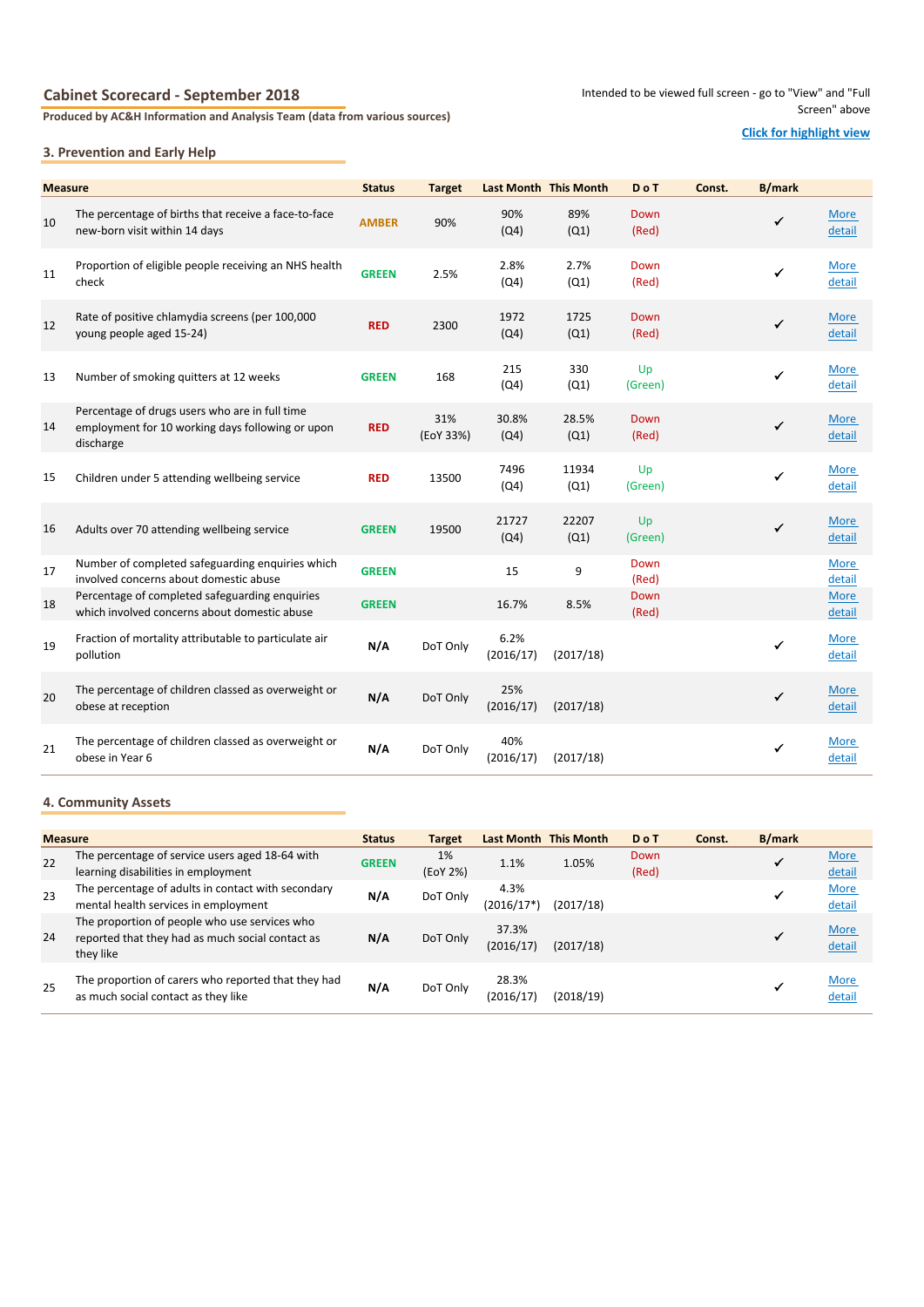## Cabinet Scorecard - September 2018

**Produced by AC&H Information and Analysis Team (data from various sources)**

Intended to be viewed full screen - go to "View" and "Full Screen" above

[Click for highlight view]

### 3. Prevention and Early Help

| | Measure | Status | Target | Last Month | This Month | D o T | Const. | B/mark | |
|---|---|---|---|---|---|---|---|---|---|
| 10 | The percentage of births that receive a face-to-face new-born visit within 14 days | AMBER | 90% | 90% (Q4) | 89% (Q1) | Down (Red) | | ✓ | More detail |
| 11 | Proportion of eligible people receiving an NHS health check | GREEN | 2.5% | 2.8% (Q4) | 2.7% (Q1) | Down (Red) | | ✓ | More detail |
| 12 | Rate of positive chlamydia screens (per 100,000 young people aged 15-24) | RED | 2300 | 1972 (Q4) | 1725 (Q1) | Down (Red) | | ✓ | More detail |
| 13 | Number of smoking quitters at 12 weeks | GREEN | 168 | 215 (Q4) | 330 (Q1) | Up (Green) | | ✓ | More detail |
| 14 | Percentage of drugs users who are in full time employment for 10 working days following or upon discharge | RED | 31% (EoY 33%) | 30.8% (Q4) | 28.5% (Q1) | Down (Red) | | ✓ | More detail |
| 15 | Children under 5 attending wellbeing service | RED | 13500 | 7496 (Q4) | 11934 (Q1) | Up (Green) | | ✓ | More detail |
| 16 | Adults over 70 attending wellbeing service | GREEN | 19500 | 21727 (Q4) | 22207 (Q1) | Up (Green) | | ✓ | More detail |
| 17 | Number of completed safeguarding enquiries which involved concerns about domestic abuse | GREEN | | 15 | 9 | Down (Red) | | | More detail |
| 18 | Percentage of completed safeguarding enquiries which involved concerns about domestic abuse | GREEN | | 16.7% | 8.5% | Down (Red) | | | More detail |
| 19 | Fraction of mortality attributable to particulate air pollution | N/A | DoT Only | 6.2% (2016/17) | (2017/18) | | | ✓ | More detail |
| 20 | The percentage of children classed as overweight or obese at reception | N/A | DoT Only | 25% (2016/17) | (2017/18) | | | ✓ | More detail |
| 21 | The percentage of children classed as overweight or obese in Year 6 | N/A | DoT Only | 40% (2016/17) | (2017/18) | | | ✓ | More detail |

### 4. Community Assets

| | Measure | Status | Target | Last Month | This Month | D o T | Const. | B/mark | |
|---|---|---|---|---|---|---|---|---|---|
| 22 | The percentage of service users aged 18-64 with learning disabilities in employment | GREEN | 1% (EoY 2%) | 1.1% | 1.05% | Down (Red) | | ✓ | More detail |
| 23 | The percentage of adults in contact with secondary mental health services in employment | N/A | DoT Only | 4.3% (2016/17*) | (2017/18) | | | ✓ | More detail |
| 24 | The proportion of people who use services who reported that they had as much social contact as they like | N/A | DoT Only | 37.3% (2016/17) | (2017/18) | | | ✓ | More detail |
| 25 | The proportion of carers who reported that they had as much social contact as they like | N/A | DoT Only | 28.3% (2016/17) | (2018/19) | | | ✓ | More detail |